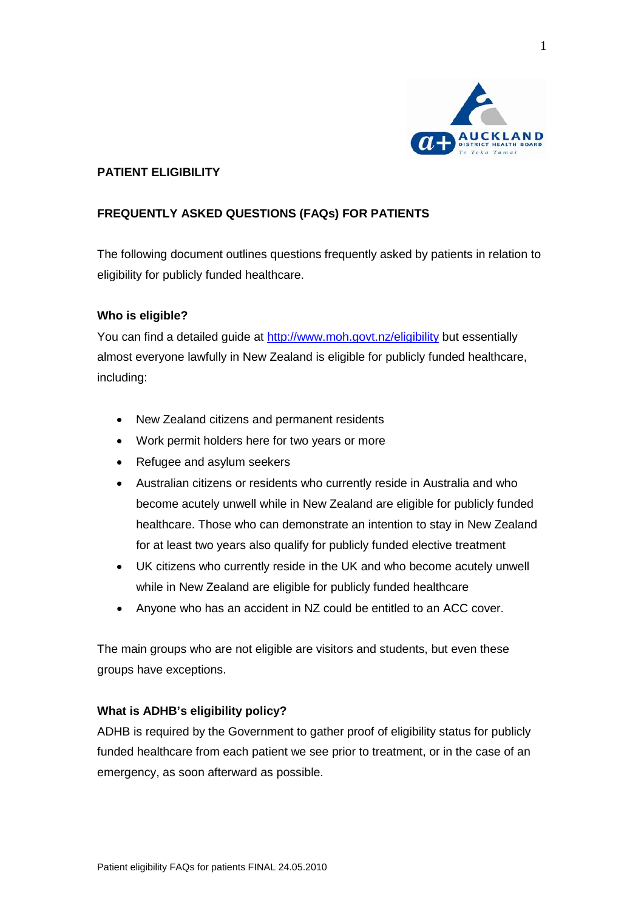# PATIENT ELIGIBILITY

## FREQUENTLY ASKED QUESTIONS (FAQs) FOR PATIENTS

The following document outlines questions frequently asked by patients in relation to eligibility for publicly funded healthcare.

### Who is eligible?

You can find a detailed guide at [http://www.moh.govt.nz/eligibility](http://www.moh.govt.nz/eligibility) but essentially almost everyone lawfully in New Zealand is eligible for publicly funded healthcare, including:

- New Zealand citizens and permanent residents
- Work permit holders here for two years or more
- Refugee and asylum seekers
- Australian citizens or residents who currently reside in Australia and who become acutely unwell while in New Zealand are eligible for publicly funded healthcare. Those who can demonstrate an intention to stay in New Zealand for at least two years also qualify for publicly funded elective treatment
- UK citizens who currently reside in the UK and who become acutely unwell while in New Zealand are eligible for publicly funded healthcare
- Anyone who has an accident in NZ could be entitled to an ACC cover.

The main groups who are not eligible are visitors and students, but even these groups have exceptions.

### What is ADHB's eligibility policy?

ADHB is required by the Government to gather proof of eligibility status for publicly funded healthcare from each patient we see prior to treatment, or in the case of an emergency, as soon afterward as possible.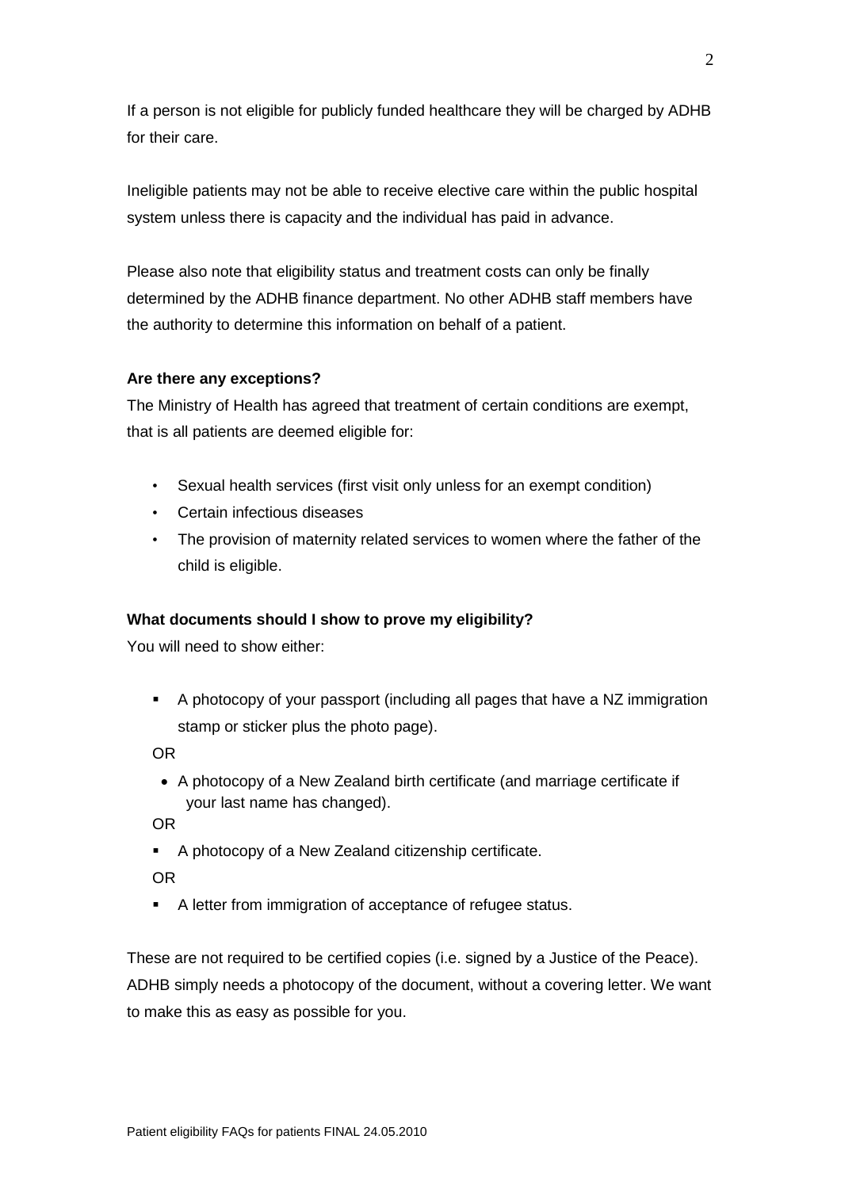If a person is not eligible for publicly funded healthcare they will be charged by ADHB for their care.

Ineligible patients may not be able to receive elective care within the public hospital system unless there is capacity and the individual has paid in advance.

Please also note that eligibility status and treatment costs can only be finally determined by the ADHB finance department. No other ADHB staff members have the authority to determine this information on behalf of a patient.

**Are there any exceptions?**

The Ministry of Health has agreed that treatment of certain conditions are exempt, that is all patients are deemed eligible for:

- Sexual health services (first visit only unless for an exempt condition)
- Certain infectious diseases
- The provision of maternity related services to women where the father of the child is eligible.

**What documents should I show to prove my eligibility?**

You will need to show either:

- A photocopy of your passport (including all pages that have a NZ immigration stamp or sticker plus the photo page).

OR

- A photocopy of a New Zealand birth certificate (and marriage certificate if your last name has changed).

OR

- A photocopy of a New Zealand citizenship certificate.

OR

- A letter from immigration of acceptance of refugee status.

These are not required to be certified copies (i.e. signed by a Justice of the Peace). ADHB simply needs a photocopy of the document, without a covering letter. We want to make this as easy as possible for you.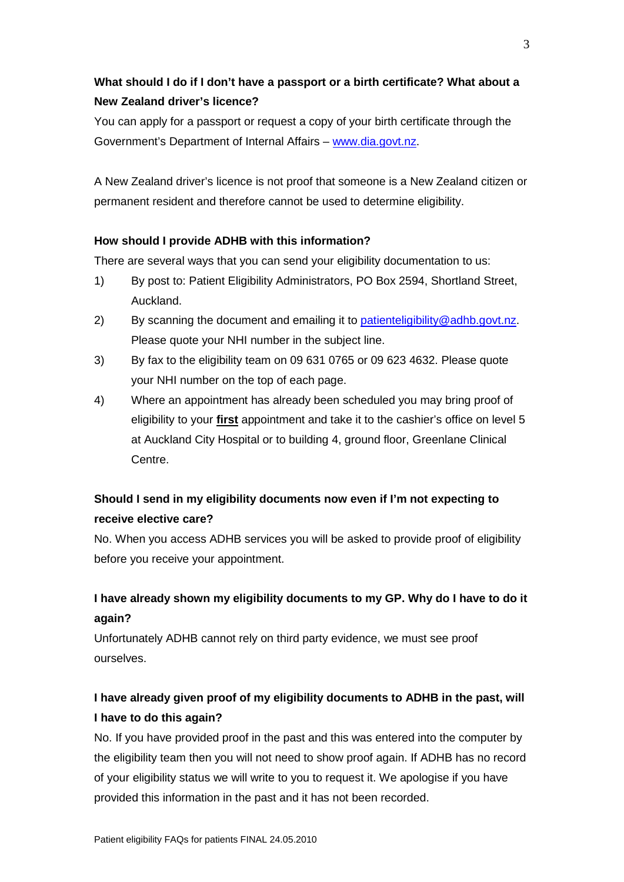**What should I do if I don't have a passport or a birth certificate? What about a New Zealand driver's licence?**

You can apply for a passport or request a copy of your birth certificate through the Government's Department of Internal Affairs – www.dia.govt.nz.

A New Zealand driver's licence is not proof that someone is a New Zealand citizen or permanent resident and therefore cannot be used to determine eligibility.

**How should I provide ADHB with this information?**

There are several ways that you can send your eligibility documentation to us:

1) By post to: Patient Eligibility Administrators, PO Box 2594, Shortland Street, Auckland.
2) By scanning the document and emailing it to patienteligibility@adhb.govt.nz. Please quote your NHI number in the subject line.
3) By fax to the eligibility team on 09 631 0765 or 09 623 4632. Please quote your NHI number on the top of each page.
4) Where an appointment has already been scheduled you may bring proof of eligibility to your **first** appointment and take it to the cashier's office on level 5 at Auckland City Hospital or to building 4, ground floor, Greenlane Clinical Centre.

**Should I send in my eligibility documents now even if I'm not expecting to receive elective care?**

No. When you access ADHB services you will be asked to provide proof of eligibility before you receive your appointment.

**I have already shown my eligibility documents to my GP. Why do I have to do it again?**

Unfortunately ADHB cannot rely on third party evidence, we must see proof ourselves.

**I have already given proof of my eligibility documents to ADHB in the past, will I have to do this again?**

No. If you have provided proof in the past and this was entered into the computer by the eligibility team then you will not need to show proof again. If ADHB has no record of your eligibility status we will write to you to request it. We apologise if you have provided this information in the past and it has not been recorded.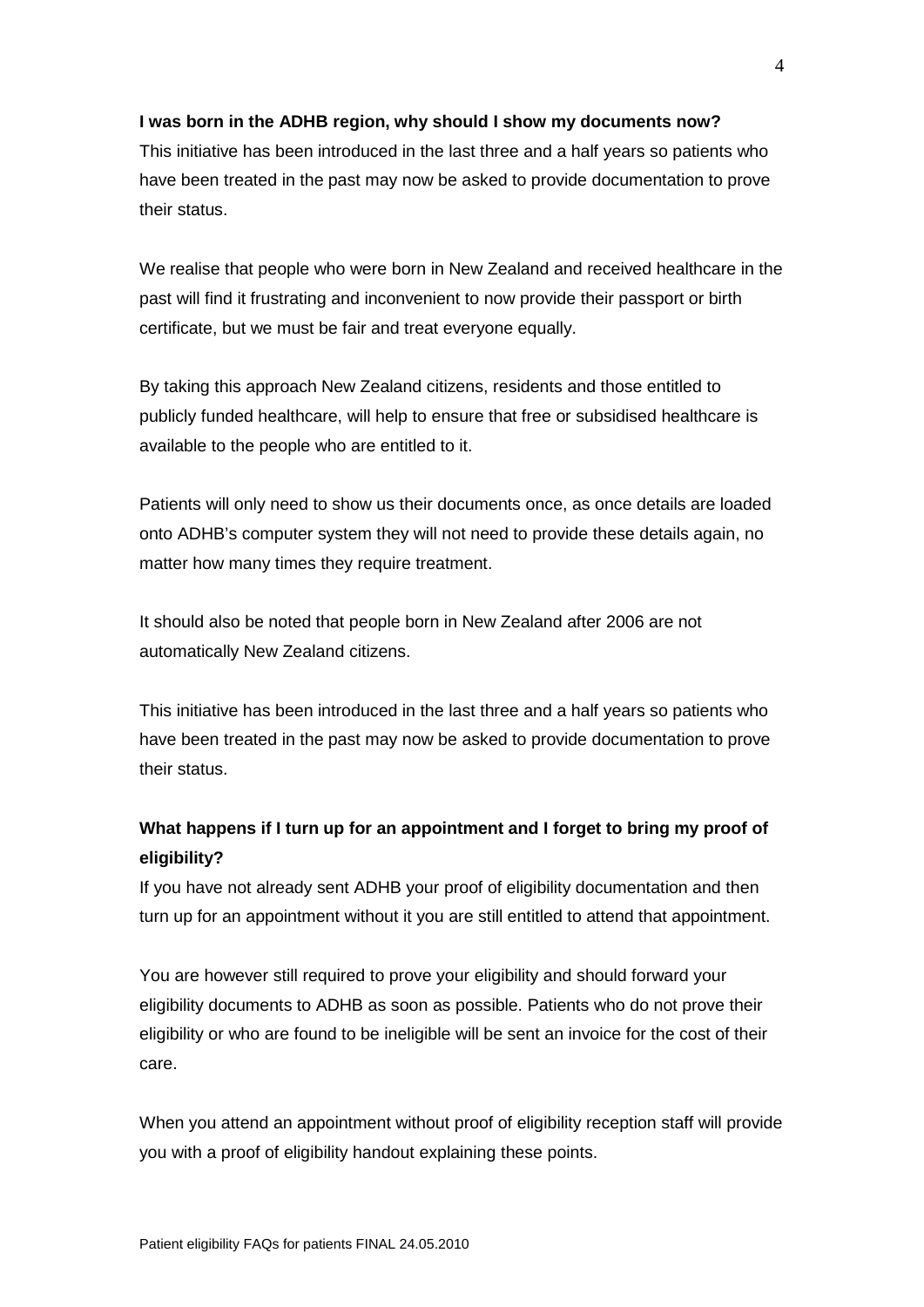**I was born in the ADHB region, why should I show my documents now?**

This initiative has been introduced in the last three and a half years so patients who have been treated in the past may now be asked to provide documentation to prove their status.

We realise that people who were born in New Zealand and received healthcare in the past will find it frustrating and inconvenient to now provide their passport or birth certificate, but we must be fair and treat everyone equally.

By taking this approach New Zealand citizens, residents and those entitled to publicly funded healthcare, will help to ensure that free or subsidised healthcare is available to the people who are entitled to it.

Patients will only need to show us their documents once, as once details are loaded onto ADHB's computer system they will not need to provide these details again, no matter how many times they require treatment.

It should also be noted that people born in New Zealand after 2006 are not automatically New Zealand citizens.

This initiative has been introduced in the last three and a half years so patients who have been treated in the past may now be asked to provide documentation to prove their status.

**What happens if I turn up for an appointment and I forget to bring my proof of eligibility?**

If you have not already sent ADHB your proof of eligibility documentation and then turn up for an appointment without it you are still entitled to attend that appointment.

You are however still required to prove your eligibility and should forward your eligibility documents to ADHB as soon as possible. Patients who do not prove their eligibility or who are found to be ineligible will be sent an invoice for the cost of their care.

When you attend an appointment without proof of eligibility reception staff will provide you with a proof of eligibility handout explaining these points.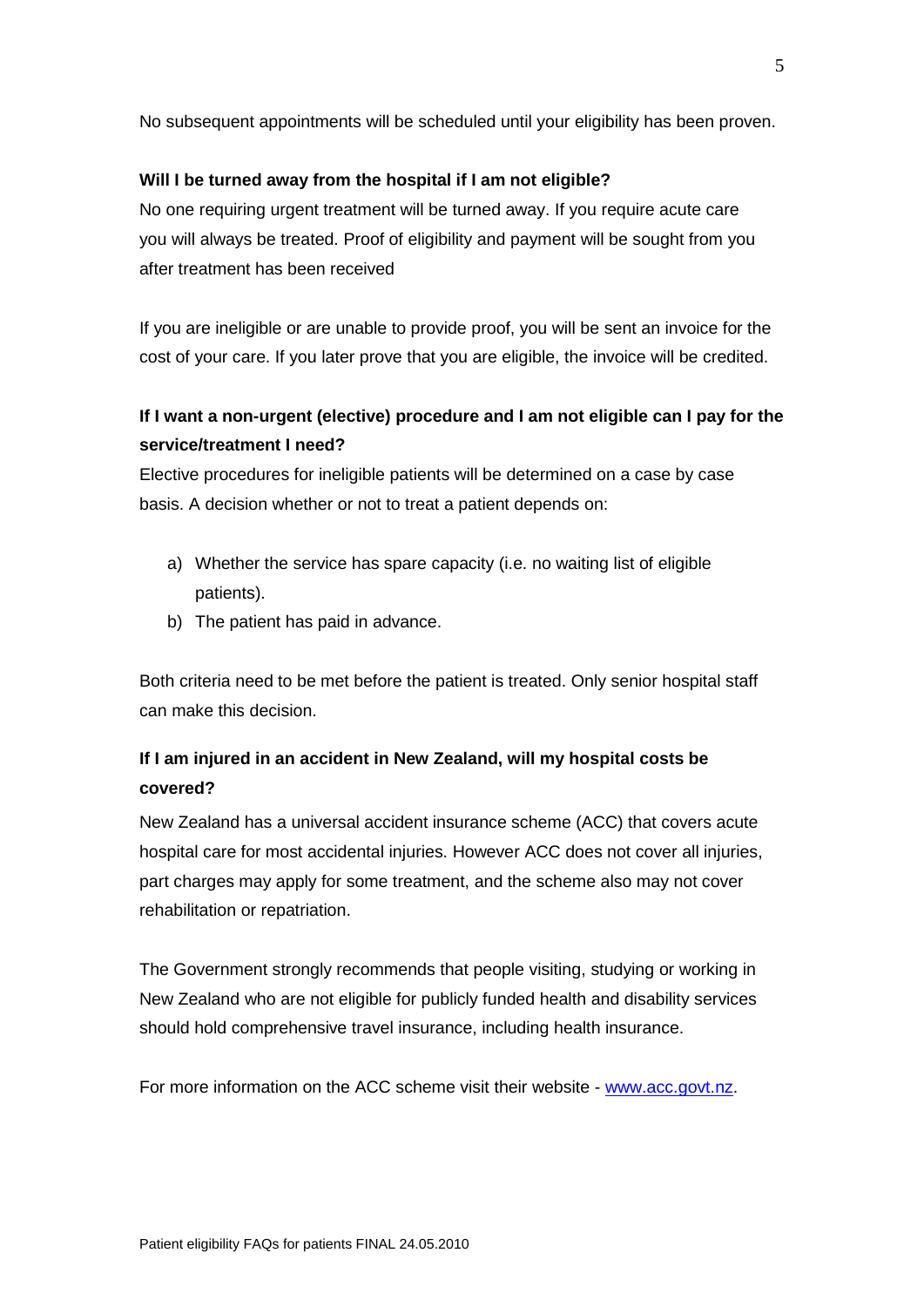No subsequent appointments will be scheduled until your eligibility has been proven.

**Will I be turned away from the hospital if I am not eligible?**

No one requiring urgent treatment will be turned away. If you require acute care you will always be treated. Proof of eligibility and payment will be sought from you after treatment has been received

If you are ineligible or are unable to provide proof, you will be sent an invoice for the cost of your care. If you later prove that you are eligible, the invoice will be credited.

**If I want a non-urgent (elective) procedure and I am not eligible can I pay for the service/treatment I need?**

Elective procedures for ineligible patients will be determined on a case by case basis. A decision whether or not to treat a patient depends on:

a) Whether the service has spare capacity (i.e. no waiting list of eligible patients).
b) The patient has paid in advance.

Both criteria need to be met before the patient is treated. Only senior hospital staff can make this decision.

**If I am injured in an accident in New Zealand, will my hospital costs be covered?**

New Zealand has a universal accident insurance scheme (ACC) that covers acute hospital care for most accidental injuries. However ACC does not cover all injuries, part charges may apply for some treatment, and the scheme also may not cover rehabilitation or repatriation.

The Government strongly recommends that people visiting, studying or working in New Zealand who are not eligible for publicly funded health and disability services should hold comprehensive travel insurance, including health insurance.

For more information on the ACC scheme visit their website - [www.acc.govt.nz](http://www.acc.govt.nz).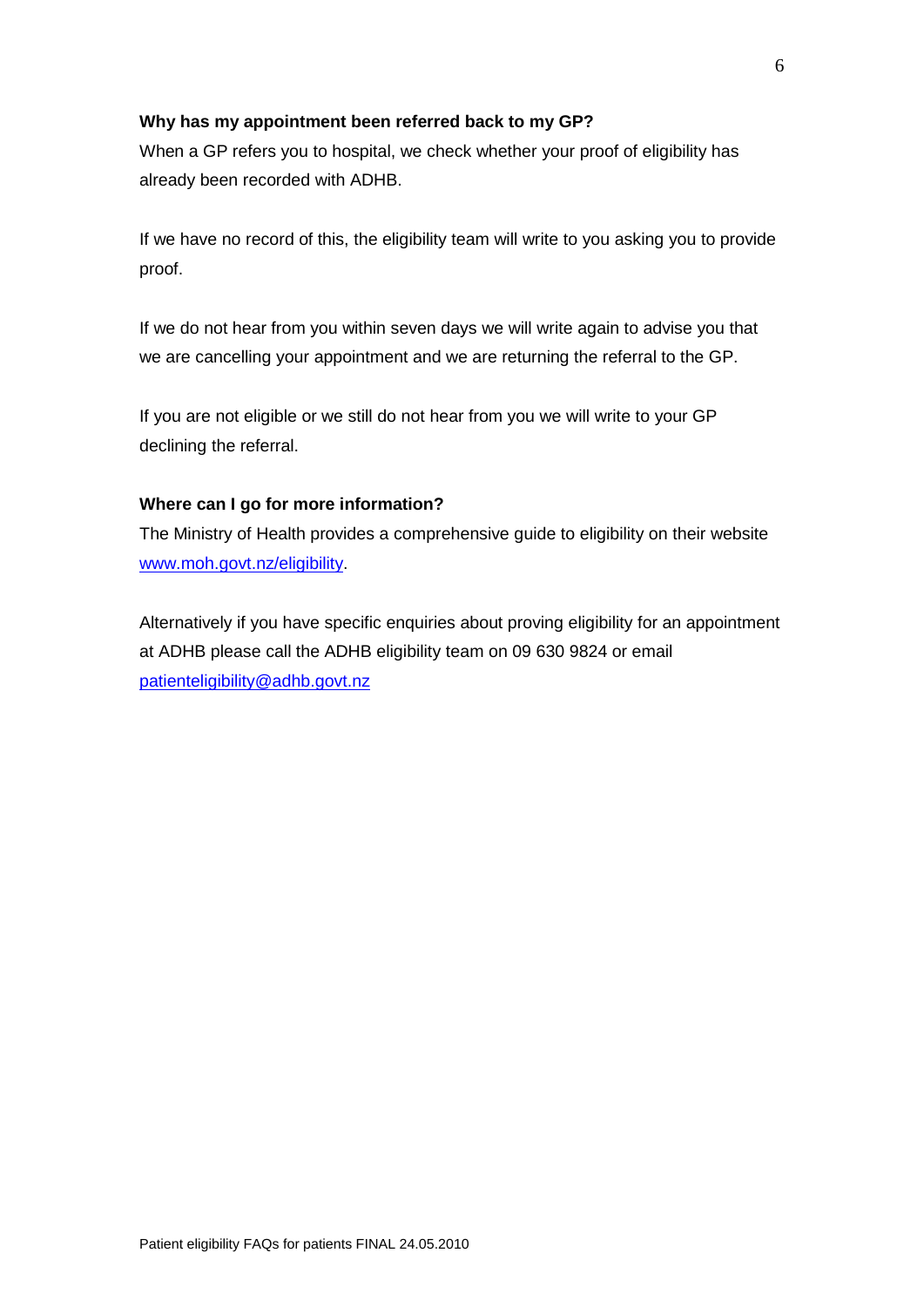**Why has my appointment been referred back to my GP?**

When a GP refers you to hospital, we check whether your proof of eligibility has already been recorded with ADHB.

If we have no record of this, the eligibility team will write to you asking you to provide proof.

If we do not hear from you within seven days we will write again to advise you that we are cancelling your appointment and we are returning the referral to the GP.

If you are not eligible or we still do not hear from you we will write to your GP declining the referral.

**Where can I go for more information?**

The Ministry of Health provides a comprehensive guide to eligibility on their website [www.moh.govt.nz/eligibility](http://www.moh.govt.nz/eligibility).

Alternatively if you have specific enquiries about proving eligibility for an appointment at ADHB please call the ADHB eligibility team on 09 630 9824 or email [patienteligibility@adhb.govt.nz](mailto:patienteligibility@adhb.govt.nz)